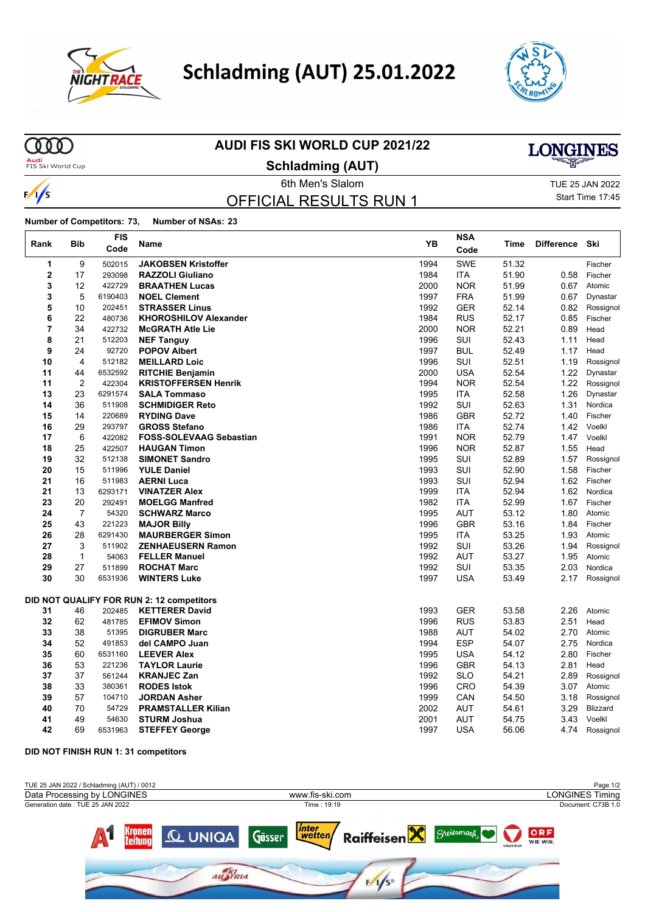# Schladming (AUT) 25.01.2022

## AUDI FIS SKI WORLD CUP 2021/22

### Schladming (AUT)

6th Men's Slalom

TUE 25 JAN 2022

Start Time 17:45

## OFFICIAL RESULTS RUN 1

**Number of Competitors: 73, Number of NSAs: 23**

| Rank | Bib | FIS Code | Name | YB | NSA Code | Time | Difference | Ski |
|---|---|---|---|---|---|---|---|---|
| 1 | 9 | 502015 | **JAKOBSEN Kristoffer** | 1994 | SWE | 51.32 | | Fischer |
| 2 | 17 | 293098 | **RAZZOLI Giuliano** | 1984 | ITA | 51.90 | 0.58 | Fischer |
| 3 | 12 | 422729 | **BRAATHEN Lucas** | 2000 | NOR | 51.99 | 0.67 | Atomic |
| 3 | 5 | 6190403 | **NOEL Clement** | 1997 | FRA | 51.99 | 0.67 | Dynastar |
| 5 | 10 | 202451 | **STRASSER Linus** | 1992 | GER | 52.14 | 0.82 | Rossignol |
| 6 | 22 | 480736 | **KHOROSHILOV Alexander** | 1984 | RUS | 52.17 | 0.85 | Fischer |
| 7 | 34 | 422732 | **McGRATH Atle Lie** | 2000 | NOR | 52.21 | 0.89 | Head |
| 8 | 21 | 512203 | **NEF Tanguy** | 1996 | SUI | 52.43 | 1.11 | Head |
| 9 | 24 | 92720 | **POPOV Albert** | 1997 | BUL | 52.49 | 1.17 | Head |
| 10 | 4 | 512182 | **MEILLARD Loic** | 1996 | SUI | 52.51 | 1.19 | Rossignol |
| 11 | 44 | 6532592 | **RITCHIE Benjamin** | 2000 | USA | 52.54 | 1.22 | Dynastar |
| 11 | 2 | 422304 | **KRISTOFFERSEN Henrik** | 1994 | NOR | 52.54 | 1.22 | Rossignol |
| 13 | 23 | 6291574 | **SALA Tommaso** | 1995 | ITA | 52.58 | 1.26 | Dynastar |
| 14 | 36 | 511908 | **SCHMIDIGER Reto** | 1992 | SUI | 52.63 | 1.31 | Nordica |
| 15 | 14 | 220689 | **RYDING Dave** | 1986 | GBR | 52.72 | 1.40 | Fischer |
| 16 | 29 | 293797 | **GROSS Stefano** | 1986 | ITA | 52.74 | 1.42 | Voelkl |
| 17 | 6 | 422082 | **FOSS-SOLEVAAG Sebastian** | 1991 | NOR | 52.79 | 1.47 | Voelkl |
| 18 | 25 | 422507 | **HAUGAN Timon** | 1996 | NOR | 52.87 | 1.55 | Head |
| 19 | 32 | 512138 | **SIMONET Sandro** | 1995 | SUI | 52.89 | 1.57 | Rossignol |
| 20 | 15 | 511996 | **YULE Daniel** | 1993 | SUI | 52.90 | 1.58 | Fischer |
| 21 | 16 | 511983 | **AERNI Luca** | 1993 | SUI | 52.94 | 1.62 | Fischer |
| 21 | 13 | 6293171 | **VINATZER Alex** | 1999 | ITA | 52.94 | 1.62 | Nordica |
| 23 | 20 | 292491 | **MOELGG Manfred** | 1982 | ITA | 52.99 | 1.67 | Fischer |
| 24 | 7 | 54320 | **SCHWARZ Marco** | 1995 | AUT | 53.12 | 1.80 | Atomic |
| 25 | 43 | 221223 | **MAJOR Billy** | 1996 | GBR | 53.16 | 1.84 | Fischer |
| 26 | 28 | 6291430 | **MAURBERGER Simon** | 1995 | ITA | 53.25 | 1.93 | Atomic |
| 27 | 3 | 511902 | **ZENHAEUSERN Ramon** | 1992 | SUI | 53.26 | 1.94 | Rossignol |
| 28 | 1 | 54063 | **FELLER Manuel** | 1992 | AUT | 53.27 | 1.95 | Atomic |
| 29 | 27 | 511899 | **ROCHAT Marc** | 1992 | SUI | 53.35 | 2.03 | Nordica |
| 30 | 30 | 6531936 | **WINTERS Luke** | 1997 | USA | 53.49 | 2.17 | Rossignol |
| **DID NOT QUALIFY FOR RUN 2: 12 competitors** | | | | | | | | |
| 31 | 46 | 202485 | **KETTERER David** | 1993 | GER | 53.58 | 2.26 | Atomic |
| 32 | 62 | 481785 | **EFIMOV Simon** | 1996 | RUS | 53.83 | 2.51 | Head |
| 33 | 38 | 51395 | **DIGRUBER Marc** | 1988 | AUT | 54.02 | 2.70 | Atomic |
| 34 | 52 | 491853 | **del CAMPO Juan** | 1994 | ESP | 54.07 | 2.75 | Nordica |
| 35 | 60 | 6531160 | **LEEVER Alex** | 1995 | USA | 54.12 | 2.80 | Fischer |
| 36 | 53 | 221236 | **TAYLOR Laurie** | 1996 | GBR | 54.13 | 2.81 | Head |
| 37 | 37 | 561244 | **KRANJEC Zan** | 1992 | SLO | 54.21 | 2.89 | Rossignol |
| 38 | 33 | 380361 | **RODES Istok** | 1996 | CRO | 54.39 | 3.07 | Atomic |
| 39 | 57 | 104710 | **JORDAN Asher** | 1999 | CAN | 54.50 | 3.18 | Rossignol |
| 40 | 70 | 54729 | **PRAMSTALLER Kilian** | 2002 | AUT | 54.61 | 3.29 | Blizzard |
| 41 | 49 | 54630 | **STURM Joshua** | 2001 | AUT | 54.75 | 3.43 | Voelkl |
| 42 | 69 | 6531963 | **STEFFEY George** | 1997 | USA | 56.06 | 4.74 | Rossignol |

**DID NOT FINISH RUN 1: 31 competitors**

TUE 25 JAN 2022 / Schladming (AUT) / 0012

Data Processing by LONGINES — www.fis-ski.com — LONGINES Timing

Generation date : TUE 25 JAN 2022 — Time : 19:19 — Document: C73B 1.0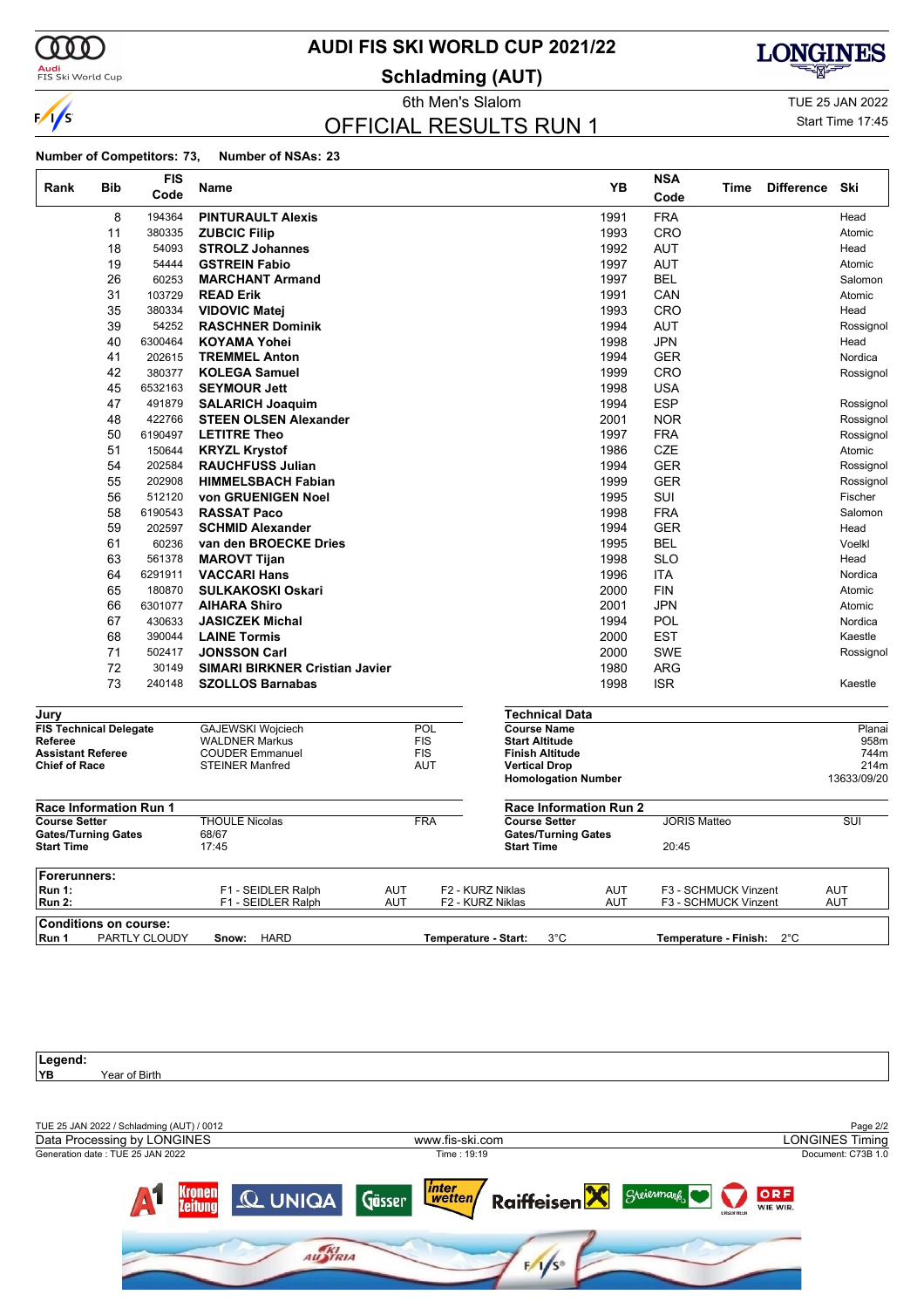# AUDI FIS SKI WORLD CUP 2021/22

## Schladming (AUT)

6th Men's Slalom

TUE 25 JAN 2022

## OFFICIAL RESULTS RUN 1

Start Time 17:45

**Number of Competitors: 73, Number of NSAs: 23**

| Rank | Bib | FIS Code | Name | YB | NSA Code | Time | Difference | Ski |
|---|---|---|---|---|---|---|---|---|
| | 8 | 194364 | **PINTURAULT Alexis** | 1991 | FRA | | | Head |
| | 11 | 380335 | **ZUBCIC Filip** | 1993 | CRO | | | Atomic |
| | 18 | 54093 | **STROLZ Johannes** | 1992 | AUT | | | Head |
| | 19 | 54444 | **GSTREIN Fabio** | 1997 | AUT | | | Atomic |
| | 26 | 60253 | **MARCHANT Armand** | 1997 | BEL | | | Salomon |
| | 31 | 103729 | **READ Erik** | 1991 | CAN | | | Atomic |
| | 35 | 380334 | **VIDOVIC Matej** | 1993 | CRO | | | Head |
| | 39 | 54252 | **RASCHNER Dominik** | 1994 | AUT | | | Rossignol |
| | 40 | 6300464 | **KOYAMA Yohei** | 1998 | JPN | | | Head |
| | 41 | 202615 | **TREMMEL Anton** | 1994 | GER | | | Nordica |
| | 42 | 380377 | **KOLEGA Samuel** | 1999 | CRO | | | Rossignol |
| | 45 | 6532163 | **SEYMOUR Jett** | 1998 | USA | | | |
| | 47 | 491879 | **SALARICH Joaquim** | 1994 | ESP | | | Rossignol |
| | 48 | 422766 | **STEEN OLSEN Alexander** | 2001 | NOR | | | Rossignol |
| | 50 | 6190497 | **LETITRE Theo** | 1997 | FRA | | | Rossignol |
| | 51 | 150644 | **KRYZL Krystof** | 1986 | CZE | | | Atomic |
| | 54 | 202584 | **RAUCHFUSS Julian** | 1994 | GER | | | Rossignol |
| | 55 | 202908 | **HIMMELSBACH Fabian** | 1999 | GER | | | Rossignol |
| | 56 | 512120 | **von GRUENIGEN Noel** | 1995 | SUI | | | Fischer |
| | 58 | 6190543 | **RASSAT Paco** | 1998 | FRA | | | Salomon |
| | 59 | 202597 | **SCHMID Alexander** | 1994 | GER | | | Head |
| | 61 | 60236 | **van den BROECKE Dries** | 1995 | BEL | | | Voelkl |
| | 63 | 561378 | **MAROVT Tijan** | 1998 | SLO | | | Head |
| | 64 | 6291911 | **VACCARI Hans** | 1996 | ITA | | | Nordica |
| | 65 | 180870 | **SULKAKOSKI Oskari** | 2000 | FIN | | | Atomic |
| | 66 | 6301077 | **AIHARA Shiro** | 2001 | JPN | | | Atomic |
| | 67 | 430633 | **JASICZEK Michal** | 1994 | POL | | | Nordica |
| | 68 | 390044 | **LAINE Tormis** | 2000 | EST | | | Kaestle |
| | 71 | 502417 | **JONSSON Carl** | 2000 | SWE | | | Rossignol |
| | 72 | 30149 | **SIMARI BIRKNER Cristian Javier** | 1980 | ARG | | | |
| | 73 | 240148 | **SZOLLOS Barnabas** | 1998 | ISR | | | Kaestle |

**Jury**

| | | |
|---|---|---|
| **FIS Technical Delegate** | GAJEWSKI Wojciech | POL |
| **Referee** | WALDNER Markus | FIS |
| **Assistant Referee** | COUDER Emmanuel | FIS |
| **Chief of Race** | STEINER Manfred | AUT |

**Technical Data**

| | |
|---|---|
| **Course Name** | Planai |
| **Start Altitude** | 958m |
| **Finish Altitude** | 744m |
| **Vertical Drop** | 214m |
| **Homologation Number** | 13633/09/20 |

**Race Information Run 1**

| | | |
|---|---|---|
| **Course Setter** | THOULE Nicolas | FRA |
| **Gates/Turning Gates** | 68/67 | |
| **Start Time** | 17:45 | |

**Race Information Run 2**

| | | |
|---|---|---|
| **Course Setter** | JORIS Matteo | SUI |
| **Gates/Turning Gates** | | |
| **Start Time** | 20:45 | |

**Forerunners:**

| | | | | | | |
|---|---|---|---|---|---|---|
| **Run 1:** | F1 - SEIDLER Ralph | AUT | F2 - KURZ Niklas | AUT | F3 - SCHMUCK Vinzent | AUT |
| **Run 2:** | F1 - SEIDLER Ralph | AUT | F2 - KURZ Niklas | AUT | F3 - SCHMUCK Vinzent | AUT |

**Conditions on course:**

**Run 1** PARTLY CLOUDY **Snow:** HARD **Temperature - Start:** 3°C **Temperature - Finish:** 2°C

**Legend:**

**YB** Year of Birth

TUE 25 JAN 2022 / Schladming (AUT) / 0012

Data Processing by LONGINES www.fis-ski.com LONGINES Timing

Generation date : TUE 25 JAN 2022 Time : 19:19 Document: C73B 1.0